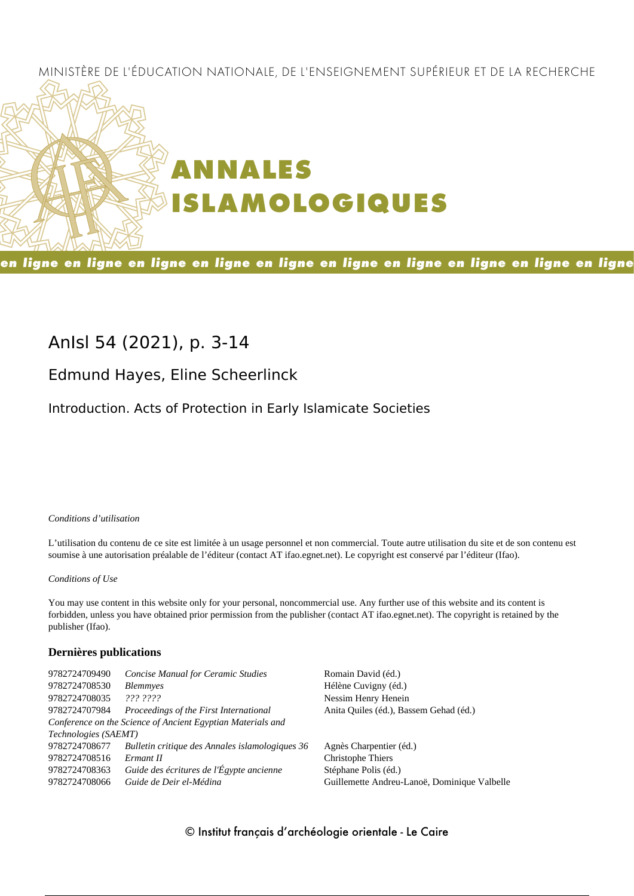MINISTÈRE DE L'ÉDUCATION NATIONALE, DE L'ENSEIGNEMENT SUPÉRIEUR ET DE LA RECHERCHE

# ANNALES ISLAMOLOGIQUES

**en ligne en ligne en ligne en ligne en ligne en ligne en ligne en ligne en ligne en ligne**

## AnIsl 54 (2021), p. 3-14

### Edmund Hayes, Eline Scheerlinck

### Introduction. Acts of Protection in Early Islamicate Societies

*Conditions d'utilisation*

L'utilisation du contenu de ce site est limitée à un usage personnel et non commercial. Toute autre utilisation du site et de son contenu est soumise à une autorisation préalable de l'éditeur (contact AT ifao.egnet.net). Le copyright est conservé par l'éditeur (Ifao).

*Conditions of Use*

You may use content in this website only for your personal, noncommercial use. Any further use of this website and its content is forbidden, unless you have obtained prior permission from the publisher (contact AT ifao.egnet.net). The copyright is retained by the publisher (Ifao).

**Dernières publications**

| | | |
|---|---|---|
| 9782724709490 | *Concise Manual for Ceramic Studies* | Romain David (éd.) |
| 9782724708530 | *Blemmyes* | Hélène Cuvigny (éd.) |
| 9782724708035 | *??? ????* | Nessim Henry Henein |
| 9782724707984 | *Proceedings of the First International Conference on the Science of Ancient Egyptian Materials and Technologies (SAEMT)* | Anita Quiles (éd.), Bassem Gehad (éd.) |
| 9782724708677 | *Bulletin critique des Annales islamologiques 36* | Agnès Charpentier (éd.) |
| 9782724708516 | *Ermant II* | Christophe Thiers |
| 9782724708363 | *Guide des écritures de l'Égypte ancienne* | Stéphane Polis (éd.) |
| 9782724708066 | *Guide de Deir el-Médina* | Guillemette Andreu-Lanoë, Dominique Valbelle |

© Institut français d'archéologie orientale - Le Caire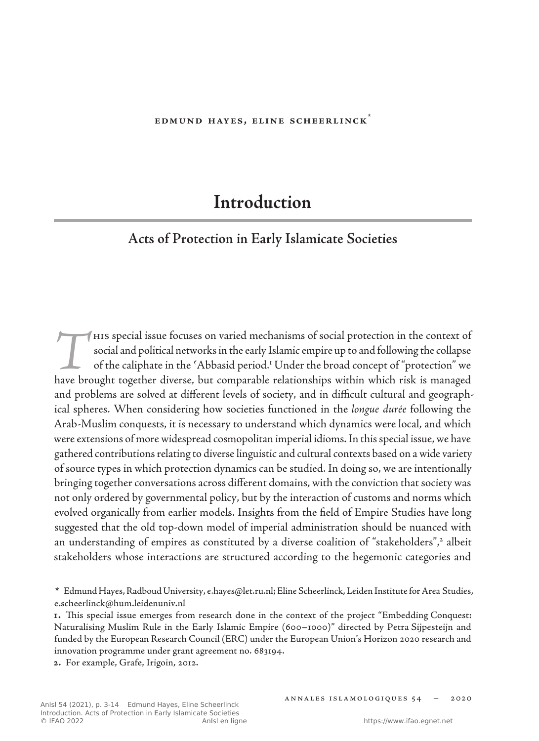EDMUND HAYES, ELINE SCHEERLINCK[*]

# Introduction

## Acts of Protection in Early Islamicate Societies

This special issue focuses on varied mechanisms of social protection in the context of social and political networks in the early Islamic empire up to and following the collapse of the caliphate in the ʿAbbasid period.[1] Under the broad concept of "protection" we have brought together diverse, but comparable relationships within which risk is managed and problems are solved at different levels of society, and in difficult cultural and geographical spheres. When considering how societies functioned in the *longue durée* following the Arab-Muslim conquests, it is necessary to understand which dynamics were local, and which were extensions of more widespread cosmopolitan imperial idioms. In this special issue, we have gathered contributions relating to diverse linguistic and cultural contexts based on a wide variety of source types in which protection dynamics can be studied. In doing so, we are intentionally bringing together conversations across different domains, with the conviction that society was not only ordered by governmental policy, but by the interaction of customs and norms which evolved organically from earlier models. Insights from the field of Empire Studies have long suggested that the old top-down model of imperial administration should be nuanced with an understanding of empires as constituted by a diverse coalition of "stakeholders",[2] albeit stakeholders whose interactions are structured according to the hegemonic categories and

---

\* Edmund Hayes, Radboud University, e.hayes@let.ru.nl; Eline Scheerlinck, Leiden Institute for Area Studies, e.scheerlinck@hum.leidenuniv.nl

1. This special issue emerges from research done in the context of the project "Embedding Conquest: Naturalising Muslim Rule in the Early Islamic Empire (600–1000)" directed by Petra Sijpesteijn and funded by the European Research Council (ERC) under the European Union's Horizon 2020 research and innovation programme under grant agreement no. 683194.

2. For example, Grafe, Irigoin, 2012.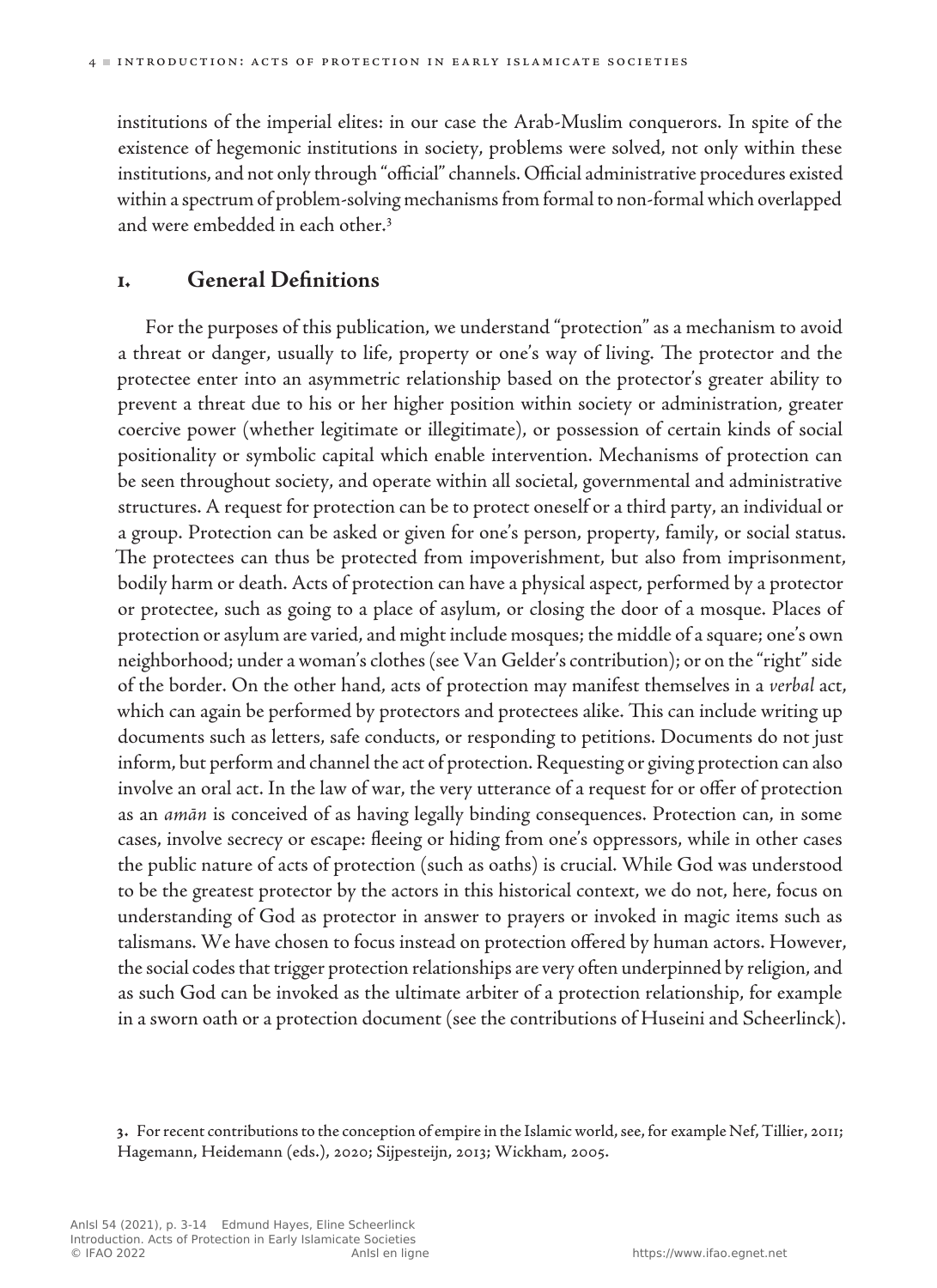institutions of the imperial elites: in our case the Arab-Muslim conquerors. In spite of the existence of hegemonic institutions in society, problems were solved, not only within these institutions, and not only through "official" channels. Official administrative procedures existed within a spectrum of problem-solving mechanisms from formal to non-formal which overlapped and were embedded in each other.[3]

## 1. General Definitions

For the purposes of this publication, we understand "protection" as a mechanism to avoid a threat or danger, usually to life, property or one's way of living. The protector and the protectee enter into an asymmetric relationship based on the protector's greater ability to prevent a threat due to his or her higher position within society or administration, greater coercive power (whether legitimate or illegitimate), or possession of certain kinds of social positionality or symbolic capital which enable intervention. Mechanisms of protection can be seen throughout society, and operate within all societal, governmental and administrative structures. A request for protection can be to protect oneself or a third party, an individual or a group. Protection can be asked or given for one's person, property, family, or social status. The protectees can thus be protected from impoverishment, but also from imprisonment, bodily harm or death. Acts of protection can have a physical aspect, performed by a protector or protectee, such as going to a place of asylum, or closing the door of a mosque. Places of protection or asylum are varied, and might include mosques; the middle of a square; one's own neighborhood; under a woman's clothes (see Van Gelder's contribution); or on the "right" side of the border. On the other hand, acts of protection may manifest themselves in a *verbal* act, which can again be performed by protectors and protectees alike. This can include writing up documents such as letters, safe conducts, or responding to petitions. Documents do not just inform, but perform and channel the act of protection. Requesting or giving protection can also involve an oral act. In the law of war, the very utterance of a request for or offer of protection as an *amān* is conceived of as having legally binding consequences. Protection can, in some cases, involve secrecy or escape: fleeing or hiding from one's oppressors, while in other cases the public nature of acts of protection (such as oaths) is crucial. While God was understood to be the greatest protector by the actors in this historical context, we do not, here, focus on understanding of God as protector in answer to prayers or invoked in magic items such as talismans. We have chosen to focus instead on protection offered by human actors. However, the social codes that trigger protection relationships are very often underpinned by religion, and as such God can be invoked as the ultimate arbiter of a protection relationship, for example in a sworn oath or a protection document (see the contributions of Huseini and Scheerlinck).

3. For recent contributions to the conception of empire in the Islamic world, see, for example Nef, Tillier, 2011; Hagemann, Heidemann (eds.), 2020; Sijpesteijn, 2013; Wickham, 2005.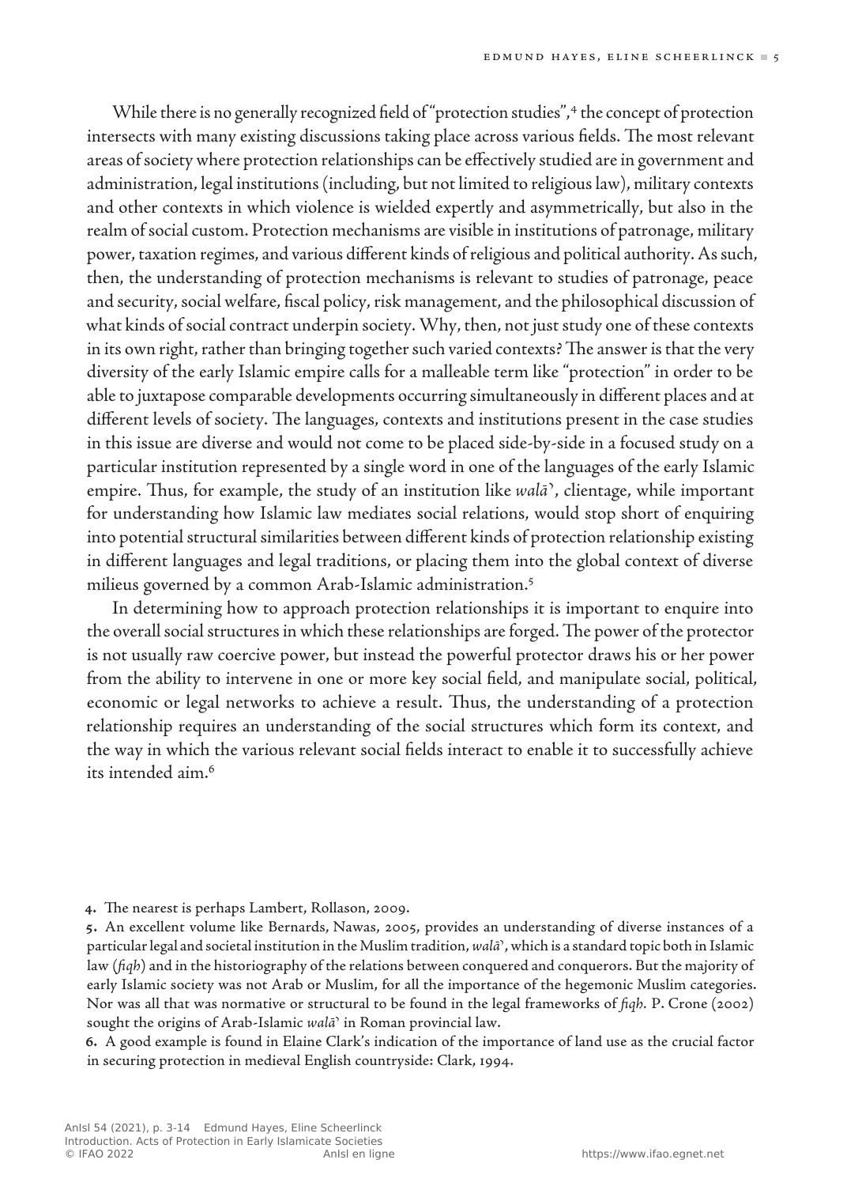While there is no generally recognized field of "protection studies",[4] the concept of protection intersects with many existing discussions taking place across various fields. The most relevant areas of society where protection relationships can be effectively studied are in government and administration, legal institutions (including, but not limited to religious law), military contexts and other contexts in which violence is wielded expertly and asymmetrically, but also in the realm of social custom. Protection mechanisms are visible in institutions of patronage, military power, taxation regimes, and various different kinds of religious and political authority. As such, then, the understanding of protection mechanisms is relevant to studies of patronage, peace and security, social welfare, fiscal policy, risk management, and the philosophical discussion of what kinds of social contract underpin society. Why, then, not just study one of these contexts in its own right, rather than bringing together such varied contexts? The answer is that the very diversity of the early Islamic empire calls for a malleable term like "protection" in order to be able to juxtapose comparable developments occurring simultaneously in different places and at different levels of society. The languages, contexts and institutions present in the case studies in this issue are diverse and would not come to be placed side-by-side in a focused study on a particular institution represented by a single word in one of the languages of the early Islamic empire. Thus, for example, the study of an institution like *walāʾ*, clientage, while important for understanding how Islamic law mediates social relations, would stop short of enquiring into potential structural similarities between different kinds of protection relationship existing in different languages and legal traditions, or placing them into the global context of diverse milieus governed by a common Arab-Islamic administration.[5]

In determining how to approach protection relationships it is important to enquire into the overall social structures in which these relationships are forged. The power of the protector is not usually raw coercive power, but instead the powerful protector draws his or her power from the ability to intervene in one or more key social field, and manipulate social, political, economic or legal networks to achieve a result. Thus, the understanding of a protection relationship requires an understanding of the social structures which form its context, and the way in which the various relevant social fields interact to enable it to successfully achieve its intended aim.[6]

4. The nearest is perhaps Lambert, Rollason, 2009.

5. An excellent volume like Bernards, Nawas, 2005, provides an understanding of diverse instances of a particular legal and societal institution in the Muslim tradition, *walāʾ*, which is a standard topic both in Islamic law (*fiqh*) and in the historiography of the relations between conquered and conquerors. But the majority of early Islamic society was not Arab or Muslim, for all the importance of the hegemonic Muslim categories. Nor was all that was normative or structural to be found in the legal frameworks of *fiqh*. P. Crone (2002) sought the origins of Arab-Islamic *walāʾ* in Roman provincial law.

6. A good example is found in Elaine Clark's indication of the importance of land use as the crucial factor in securing protection in medieval English countryside: Clark, 1994.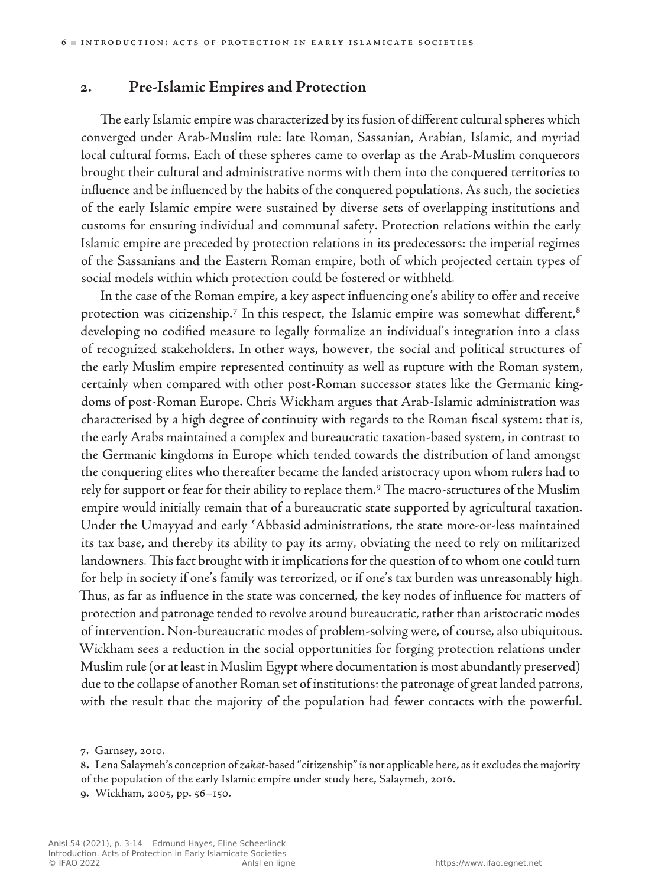## 2. Pre-Islamic Empires and Protection

The early Islamic empire was characterized by its fusion of different cultural spheres which converged under Arab-Muslim rule: late Roman, Sassanian, Arabian, Islamic, and myriad local cultural forms. Each of these spheres came to overlap as the Arab-Muslim conquerors brought their cultural and administrative norms with them into the conquered territories to influence and be influenced by the habits of the conquered populations. As such, the societies of the early Islamic empire were sustained by diverse sets of overlapping institutions and customs for ensuring individual and communal safety. Protection relations within the early Islamic empire are preceded by protection relations in its predecessors: the imperial regimes of the Sassanians and the Eastern Roman empire, both of which projected certain types of social models within which protection could be fostered or withheld.

In the case of the Roman empire, a key aspect influencing one's ability to offer and receive protection was citizenship.[7] In this respect, the Islamic empire was somewhat different,[8] developing no codified measure to legally formalize an individual's integration into a class of recognized stakeholders. In other ways, however, the social and political structures of the early Muslim empire represented continuity as well as rupture with the Roman system, certainly when compared with other post-Roman successor states like the Germanic kingdoms of post-Roman Europe. Chris Wickham argues that Arab-Islamic administration was characterised by a high degree of continuity with regards to the Roman fiscal system: that is, the early Arabs maintained a complex and bureaucratic taxation-based system, in contrast to the Germanic kingdoms in Europe which tended towards the distribution of land amongst the conquering elites who thereafter became the landed aristocracy upon whom rulers had to rely for support or fear for their ability to replace them.[9] The macro-structures of the Muslim empire would initially remain that of a bureaucratic state supported by agricultural taxation. Under the Umayyad and early ʿAbbasid administrations, the state more-or-less maintained its tax base, and thereby its ability to pay its army, obviating the need to rely on militarized landowners. This fact brought with it implications for the question of to whom one could turn for help in society if one's family was terrorized, or if one's tax burden was unreasonably high. Thus, as far as influence in the state was concerned, the key nodes of influence for matters of protection and patronage tended to revolve around bureaucratic, rather than aristocratic modes of intervention. Non-bureaucratic modes of problem-solving were, of course, also ubiquitous. Wickham sees a reduction in the social opportunities for forging protection relations under Muslim rule (or at least in Muslim Egypt where documentation is most abundantly preserved) due to the collapse of another Roman set of institutions: the patronage of great landed patrons, with the result that the majority of the population had fewer contacts with the powerful.

7. Garnsey, 2010.

8. Lena Salaymeh's conception of *zakāt*-based "citizenship" is not applicable here, as it excludes the majority of the population of the early Islamic empire under study here, Salaymeh, 2016.

9. Wickham, 2005, pp. 56–150.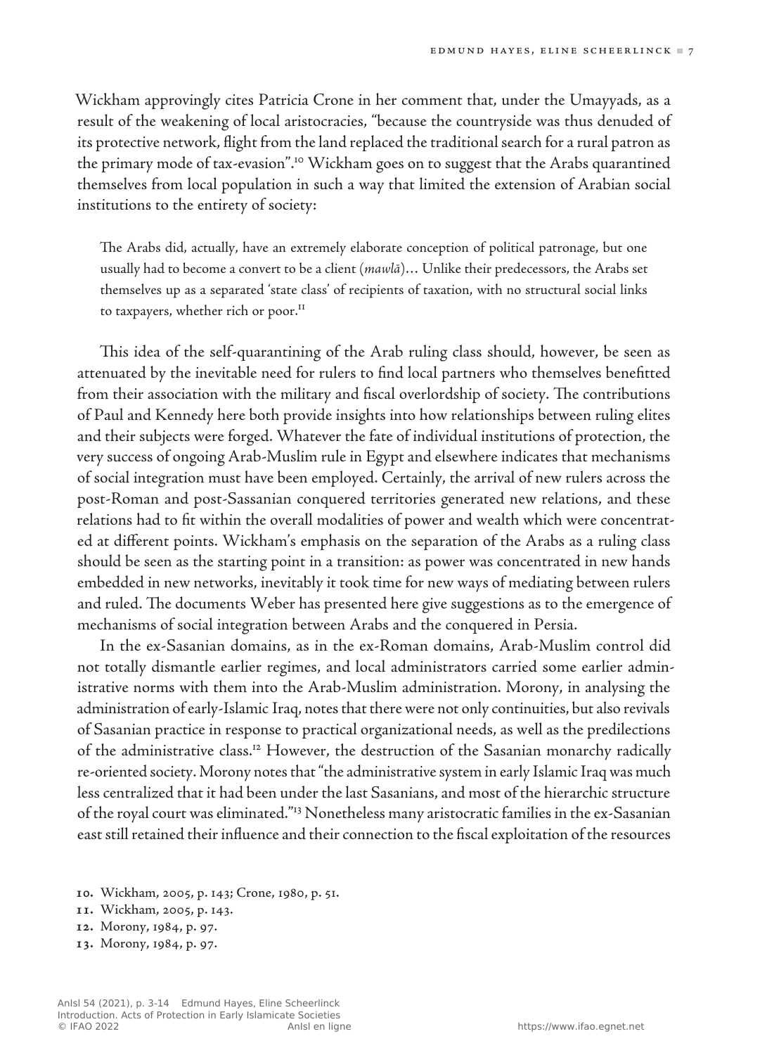Wickham approvingly cites Patricia Crone in her comment that, under the Umayyads, as a result of the weakening of local aristocracies, "because the countryside was thus denuded of its protective network, flight from the land replaced the traditional search for a rural patron as the primary mode of tax-evasion".[10] Wickham goes on to suggest that the Arabs quarantined themselves from local population in such a way that limited the extension of Arabian social institutions to the entirety of society:

> The Arabs did, actually, have an extremely elaborate conception of political patronage, but one usually had to become a convert to be a client (*mawlā*)… Unlike their predecessors, the Arabs set themselves up as a separated 'state class' of recipients of taxation, with no structural social links to taxpayers, whether rich or poor.[11]

This idea of the self-quarantining of the Arab ruling class should, however, be seen as attenuated by the inevitable need for rulers to find local partners who themselves benefitted from their association with the military and fiscal overlordship of society. The contributions of Paul and Kennedy here both provide insights into how relationships between ruling elites and their subjects were forged. Whatever the fate of individual institutions of protection, the very success of ongoing Arab-Muslim rule in Egypt and elsewhere indicates that mechanisms of social integration must have been employed. Certainly, the arrival of new rulers across the post-Roman and post-Sassanian conquered territories generated new relations, and these relations had to fit within the overall modalities of power and wealth which were concentrated at different points. Wickham's emphasis on the separation of the Arabs as a ruling class should be seen as the starting point in a transition: as power was concentrated in new hands embedded in new networks, inevitably it took time for new ways of mediating between rulers and ruled. The documents Weber has presented here give suggestions as to the emergence of mechanisms of social integration between Arabs and the conquered in Persia.

In the ex-Sasanian domains, as in the ex-Roman domains, Arab-Muslim control did not totally dismantle earlier regimes, and local administrators carried some earlier administrative norms with them into the Arab-Muslim administration. Morony, in analysing the administration of early-Islamic Iraq, notes that there were not only continuities, but also revivals of Sasanian practice in response to practical organizational needs, as well as the predilections of the administrative class.[12] However, the destruction of the Sasanian monarchy radically re-oriented society. Morony notes that "the administrative system in early Islamic Iraq was much less centralized that it had been under the last Sasanians, and most of the hierarchic structure of the royal court was eliminated."[13] Nonetheless many aristocratic families in the ex-Sasanian east still retained their influence and their connection to the fiscal exploitation of the resources

10. Wickham, 2005, p. 143; Crone, 1980, p. 51.
11. Wickham, 2005, p. 143.
12. Morony, 1984, p. 97.
13. Morony, 1984, p. 97.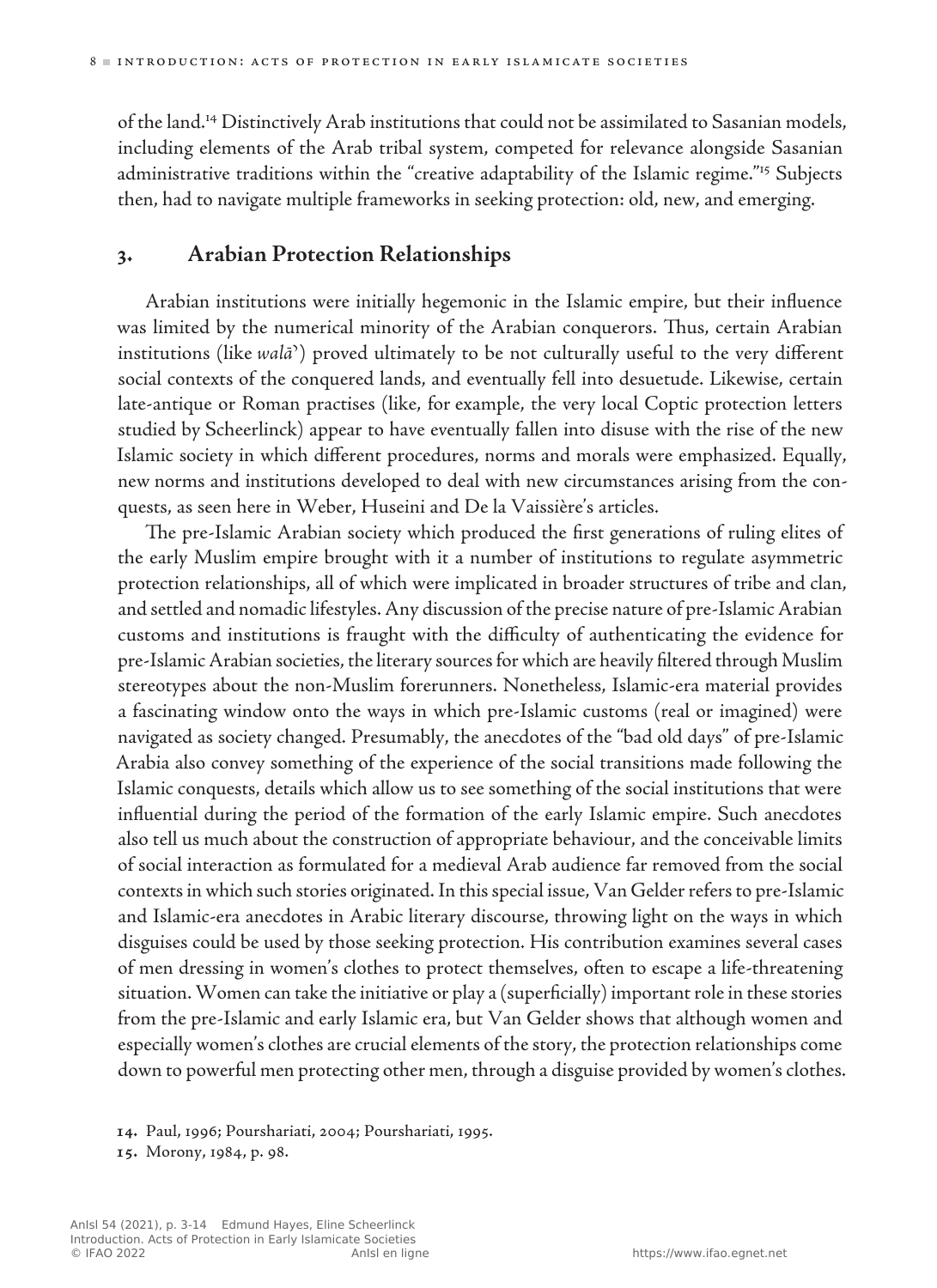of the land.[14] Distinctively Arab institutions that could not be assimilated to Sasanian models, including elements of the Arab tribal system, competed for relevance alongside Sasanian administrative traditions within the "creative adaptability of the Islamic regime."[15] Subjects then, had to navigate multiple frameworks in seeking protection: old, new, and emerging.

## 3. Arabian Protection Relationships

Arabian institutions were initially hegemonic in the Islamic empire, but their influence was limited by the numerical minority of the Arabian conquerors. Thus, certain Arabian institutions (like *walāʾ*) proved ultimately to be not culturally useful to the very different social contexts of the conquered lands, and eventually fell into desuetude. Likewise, certain late-antique or Roman practises (like, for example, the very local Coptic protection letters studied by Scheerlinck) appear to have eventually fallen into disuse with the rise of the new Islamic society in which different procedures, norms and morals were emphasized. Equally, new norms and institutions developed to deal with new circumstances arising from the conquests, as seen here in Weber, Huseini and De la Vaissière's articles.

The pre-Islamic Arabian society which produced the first generations of ruling elites of the early Muslim empire brought with it a number of institutions to regulate asymmetric protection relationships, all of which were implicated in broader structures of tribe and clan, and settled and nomadic lifestyles. Any discussion of the precise nature of pre-Islamic Arabian customs and institutions is fraught with the difficulty of authenticating the evidence for pre-Islamic Arabian societies, the literary sources for which are heavily filtered through Muslim stereotypes about the non-Muslim forerunners. Nonetheless, Islamic-era material provides a fascinating window onto the ways in which pre-Islamic customs (real or imagined) were navigated as society changed. Presumably, the anecdotes of the "bad old days" of pre-Islamic Arabia also convey something of the experience of the social transitions made following the Islamic conquests, details which allow us to see something of the social institutions that were influential during the period of the formation of the early Islamic empire. Such anecdotes also tell us much about the construction of appropriate behaviour, and the conceivable limits of social interaction as formulated for a medieval Arab audience far removed from the social contexts in which such stories originated. In this special issue, Van Gelder refers to pre-Islamic and Islamic-era anecdotes in Arabic literary discourse, throwing light on the ways in which disguises could be used by those seeking protection. His contribution examines several cases of men dressing in women's clothes to protect themselves, often to escape a life-threatening situation. Women can take the initiative or play a (superficially) important role in these stories from the pre-Islamic and early Islamic era, but Van Gelder shows that although women and especially women's clothes are crucial elements of the story, the protection relationships come down to powerful men protecting other men, through a disguise provided by women's clothes.

14. Paul, 1996; Pourshariati, 2004; Pourshariati, 1995.
15. Morony, 1984, p. 98.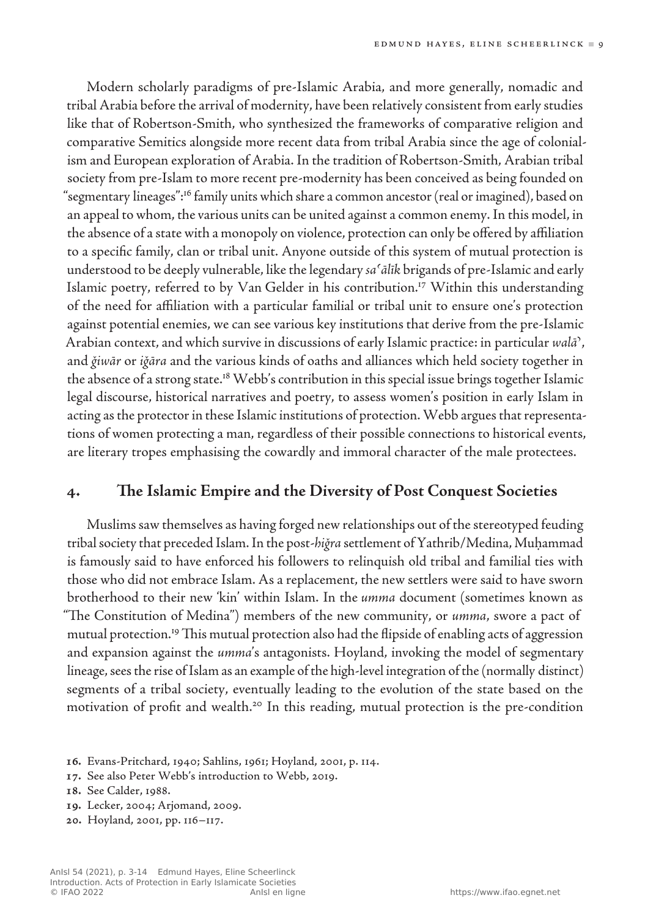Modern scholarly paradigms of pre-Islamic Arabia, and more generally, nomadic and tribal Arabia before the arrival of modernity, have been relatively consistent from early studies like that of Robertson-Smith, who synthesized the frameworks of comparative religion and comparative Semitics alongside more recent data from tribal Arabia since the age of colonialism and European exploration of Arabia. In the tradition of Robertson-Smith, Arabian tribal society from pre-Islam to more recent pre-modernity has been conceived as being founded on "segmentary lineages":[16] family units which share a common ancestor (real or imagined), based on an appeal to whom, the various units can be united against a common enemy. In this model, in the absence of a state with a monopoly on violence, protection can only be offered by affiliation to a specific family, clan or tribal unit. Anyone outside of this system of mutual protection is understood to be deeply vulnerable, like the legendary *saʿālīk* brigands of pre-Islamic and early Islamic poetry, referred to by Van Gelder in his contribution.[17] Within this understanding of the need for affiliation with a particular familial or tribal unit to ensure one's protection against potential enemies, we can see various key institutions that derive from the pre-Islamic Arabian context, and which survive in discussions of early Islamic practice: in particular *walāʾ*, and *ǧiwār* or *iǧāra* and the various kinds of oaths and alliances which held society together in the absence of a strong state.[18] Webb's contribution in this special issue brings together Islamic legal discourse, historical narratives and poetry, to assess women's position in early Islam in acting as the protector in these Islamic institutions of protection. Webb argues that representations of women protecting a man, regardless of their possible connections to historical events, are literary tropes emphasising the cowardly and immoral character of the male protectees.

## 4. The Islamic Empire and the Diversity of Post Conquest Societies

Muslims saw themselves as having forged new relationships out of the stereotyped feuding tribal society that preceded Islam. In the post-*hiǧra* settlement of Yathrib/Medina, Muḥammad is famously said to have enforced his followers to relinquish old tribal and familial ties with those who did not embrace Islam. As a replacement, the new settlers were said to have sworn brotherhood to their new 'kin' within Islam. In the *umma* document (sometimes known as "The Constitution of Medina") members of the new community, or *umma*, swore a pact of mutual protection.[19] This mutual protection also had the flipside of enabling acts of aggression and expansion against the *umma*'s antagonists. Hoyland, invoking the model of segmentary lineage, sees the rise of Islam as an example of the high-level integration of the (normally distinct) segments of a tribal society, eventually leading to the evolution of the state based on the motivation of profit and wealth.[20] In this reading, mutual protection is the pre-condition

16. Evans-Pritchard, 1940; Sahlins, 1961; Hoyland, 2001, p. 114.
17. See also Peter Webb's introduction to Webb, 2019.
18. See Calder, 1988.
19. Lecker, 2004; Arjomand, 2009.
20. Hoyland, 2001, pp. 116–117.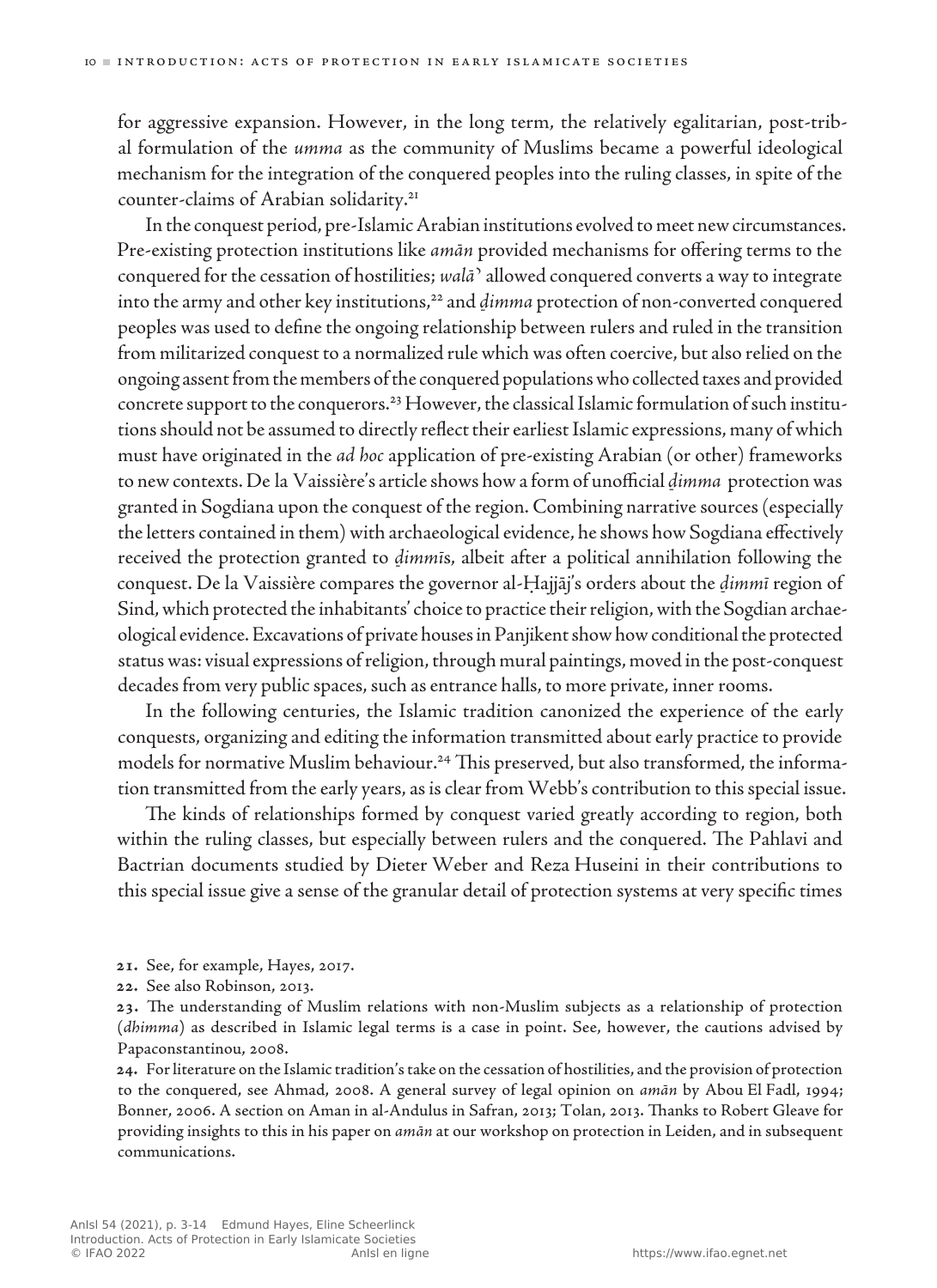for aggressive expansion. However, in the long term, the relatively egalitarian, post-tribal formulation of the *umma* as the community of Muslims became a powerful ideological mechanism for the integration of the conquered peoples into the ruling classes, in spite of the counter-claims of Arabian solidarity.[21]

In the conquest period, pre-Islamic Arabian institutions evolved to meet new circumstances. Pre-existing protection institutions like *amān* provided mechanisms for offering terms to the conquered for the cessation of hostilities; *walā'* allowed conquered converts a way to integrate into the army and other key institutions,[22] and *ḏimma* protection of non-converted conquered peoples was used to define the ongoing relationship between rulers and ruled in the transition from militarized conquest to a normalized rule which was often coercive, but also relied on the ongoing assent from the members of the conquered populations who collected taxes and provided concrete support to the conquerors.[23] However, the classical Islamic formulation of such institutions should not be assumed to directly reflect their earliest Islamic expressions, many of which must have originated in the *ad hoc* application of pre-existing Arabian (or other) frameworks to new contexts. De la Vaissière's article shows how a form of unofficial *ḏimma* protection was granted in Sogdiana upon the conquest of the region. Combining narrative sources (especially the letters contained in them) with archaeological evidence, he shows how Sogdiana effectively received the protection granted to *ḏimmī*s, albeit after a political annihilation following the conquest. De la Vaissière compares the governor al-Ḥajjāj's orders about the *ḏimmī* region of Sind, which protected the inhabitants' choice to practice their religion, with the Sogdian archaeological evidence. Excavations of private houses in Panjikent show how conditional the protected status was: visual expressions of religion, through mural paintings, moved in the post-conquest decades from very public spaces, such as entrance halls, to more private, inner rooms.

In the following centuries, the Islamic tradition canonized the experience of the early conquests, organizing and editing the information transmitted about early practice to provide models for normative Muslim behaviour.[24] This preserved, but also transformed, the information transmitted from the early years, as is clear from Webb's contribution to this special issue.

The kinds of relationships formed by conquest varied greatly according to region, both within the ruling classes, but especially between rulers and the conquered. The Pahlavi and Bactrian documents studied by Dieter Weber and Reza Huseini in their contributions to this special issue give a sense of the granular detail of protection systems at very specific times

---

**21.** See, for example, Hayes, 2017.

**22.** See also Robinson, 2013.

**23.** The understanding of Muslim relations with non-Muslim subjects as a relationship of protection (*dhimma*) as described in Islamic legal terms is a case in point. See, however, the cautions advised by Papaconstantinou, 2008.

**24.** For literature on the Islamic tradition's take on the cessation of hostilities, and the provision of protection to the conquered, see Ahmad, 2008. A general survey of legal opinion on *amān* by Abou El Fadl, 1994; Bonner, 2006. A section on Aman in al-Andulus in Safran, 2013; Tolan, 2013. Thanks to Robert Gleave for providing insights to this in his paper on *amān* at our workshop on protection in Leiden, and in subsequent communications.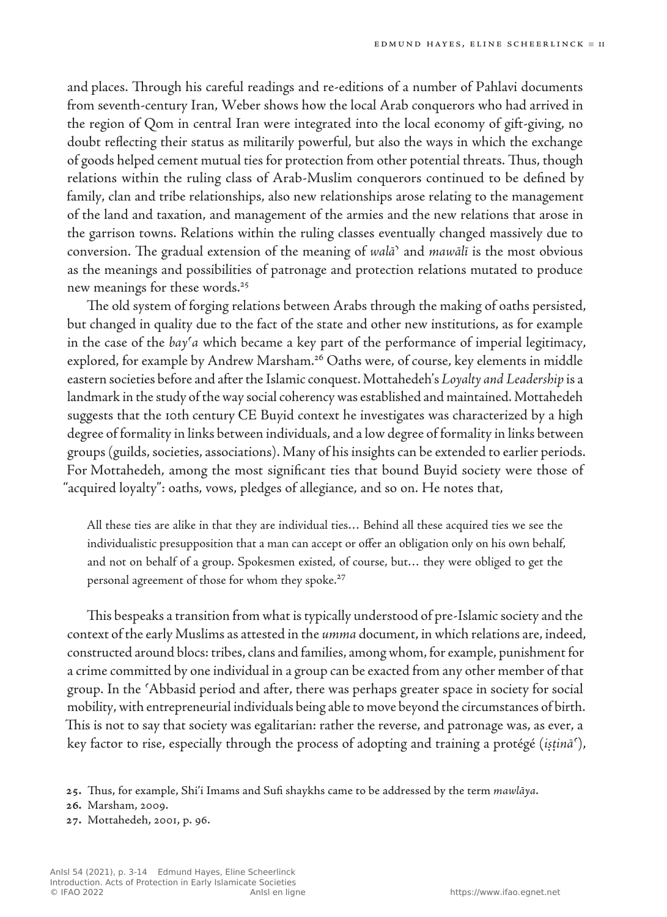and places. Through his careful readings and re-editions of a number of Pahlavi documents from seventh-century Iran, Weber shows how the local Arab conquerors who had arrived in the region of Qom in central Iran were integrated into the local economy of gift-giving, no doubt reflecting their status as militarily powerful, but also the ways in which the exchange of goods helped cement mutual ties for protection from other potential threats. Thus, though relations within the ruling class of Arab-Muslim conquerors continued to be defined by family, clan and tribe relationships, also new relationships arose relating to the management of the land and taxation, and management of the armies and the new relations that arose in the garrison towns. Relations within the ruling classes eventually changed massively due to conversion. The gradual extension of the meaning of *walāʾ* and *mawālī* is the most obvious as the meanings and possibilities of patronage and protection relations mutated to produce new meanings for these words.[25]

The old system of forging relations between Arabs through the making of oaths persisted, but changed in quality due to the fact of the state and other new institutions, as for example in the case of the *bayʿa* which became a key part of the performance of imperial legitimacy, explored, for example by Andrew Marsham.[26] Oaths were, of course, key elements in middle eastern societies before and after the Islamic conquest. Mottahedeh's *Loyalty and Leadership* is a landmark in the study of the way social coherency was established and maintained. Mottahedeh suggests that the 10th century CE Buyid context he investigates was characterized by a high degree of formality in links between individuals, and a low degree of formality in links between groups (guilds, societies, associations). Many of his insights can be extended to earlier periods. For Mottahedeh, among the most significant ties that bound Buyid society were those of "acquired loyalty": oaths, vows, pledges of allegiance, and so on. He notes that,

> All these ties are alike in that they are individual ties… Behind all these acquired ties we see the individualistic presupposition that a man can accept or offer an obligation only on his own behalf, and not on behalf of a group. Spokesmen existed, of course, but… they were obliged to get the personal agreement of those for whom they spoke.[27]

This bespeaks a transition from what is typically understood of pre-Islamic society and the context of the early Muslims as attested in the *umma* document, in which relations are, indeed, constructed around blocs: tribes, clans and families, among whom, for example, punishment for a crime committed by one individual in a group can be exacted from any other member of that group. In the ʿAbbasid period and after, there was perhaps greater space in society for social mobility, with entrepreneurial individuals being able to move beyond the circumstances of birth. This is not to say that society was egalitarian: rather the reverse, and patronage was, as ever, a key factor to rise, especially through the process of adopting and training a protégé (*iṣṭināʿ*),

25. Thus, for example, Shi'i Imams and Sufi shaykhs came to be addressed by the term *mawlāya*.

26. Marsham, 2009.

27. Mottahedeh, 2001, p. 96.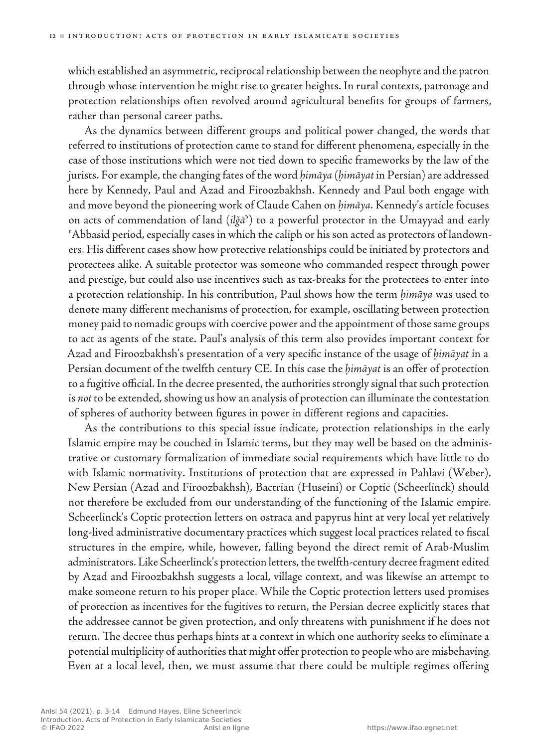which established an asymmetric, reciprocal relationship between the neophyte and the patron through whose intervention he might rise to greater heights. In rural contexts, patronage and protection relationships often revolved around agricultural benefits for groups of farmers, rather than personal career paths.

As the dynamics between different groups and political power changed, the words that referred to institutions of protection came to stand for different phenomena, especially in the case of those institutions which were not tied down to specific frameworks by the law of the jurists. For example, the changing fates of the word *ḥimāya* (*ḥimāyat* in Persian) are addressed here by Kennedy, Paul and Azad and Firoozbakhsh. Kennedy and Paul both engage with and move beyond the pioneering work of Claude Cahen on *ḥimāya*. Kennedy's article focuses on acts of commendation of land (*ilǧā*ʾ) to a powerful protector in the Umayyad and early ʿAbbasid period, especially cases in which the caliph or his son acted as protectors of landowners. His different cases show how protective relationships could be initiated by protectors and protectees alike. A suitable protector was someone who commanded respect through power and prestige, but could also use incentives such as tax-breaks for the protectees to enter into a protection relationship. In his contribution, Paul shows how the term *ḥimāya* was used to denote many different mechanisms of protection, for example, oscillating between protection money paid to nomadic groups with coercive power and the appointment of those same groups to act as agents of the state. Paul's analysis of this term also provides important context for Azad and Firoozbakhsh's presentation of a very specific instance of the usage of *ḥimāyat* in a Persian document of the twelfth century CE. In this case the *ḥimāyat* is an offer of protection to a fugitive official. In the decree presented, the authorities strongly signal that such protection is *not* to be extended, showing us how an analysis of protection can illuminate the contestation of spheres of authority between figures in power in different regions and capacities.

As the contributions to this special issue indicate, protection relationships in the early Islamic empire may be couched in Islamic terms, but they may well be based on the administrative or customary formalization of immediate social requirements which have little to do with Islamic normativity. Institutions of protection that are expressed in Pahlavi (Weber), New Persian (Azad and Firoozbakhsh), Bactrian (Huseini) or Coptic (Scheerlinck) should not therefore be excluded from our understanding of the functioning of the Islamic empire. Scheerlinck's Coptic protection letters on ostraca and papyrus hint at very local yet relatively long-lived administrative documentary practices which suggest local practices related to fiscal structures in the empire, while, however, falling beyond the direct remit of Arab-Muslim administrators. Like Scheerlinck's protection letters, the twelfth-century decree fragment edited by Azad and Firoozbakhsh suggests a local, village context, and was likewise an attempt to make someone return to his proper place. While the Coptic protection letters used promises of protection as incentives for the fugitives to return, the Persian decree explicitly states that the addressee cannot be given protection, and only threatens with punishment if he does not return. The decree thus perhaps hints at a context in which one authority seeks to eliminate a potential multiplicity of authorities that might offer protection to people who are misbehaving. Even at a local level, then, we must assume that there could be multiple regimes offering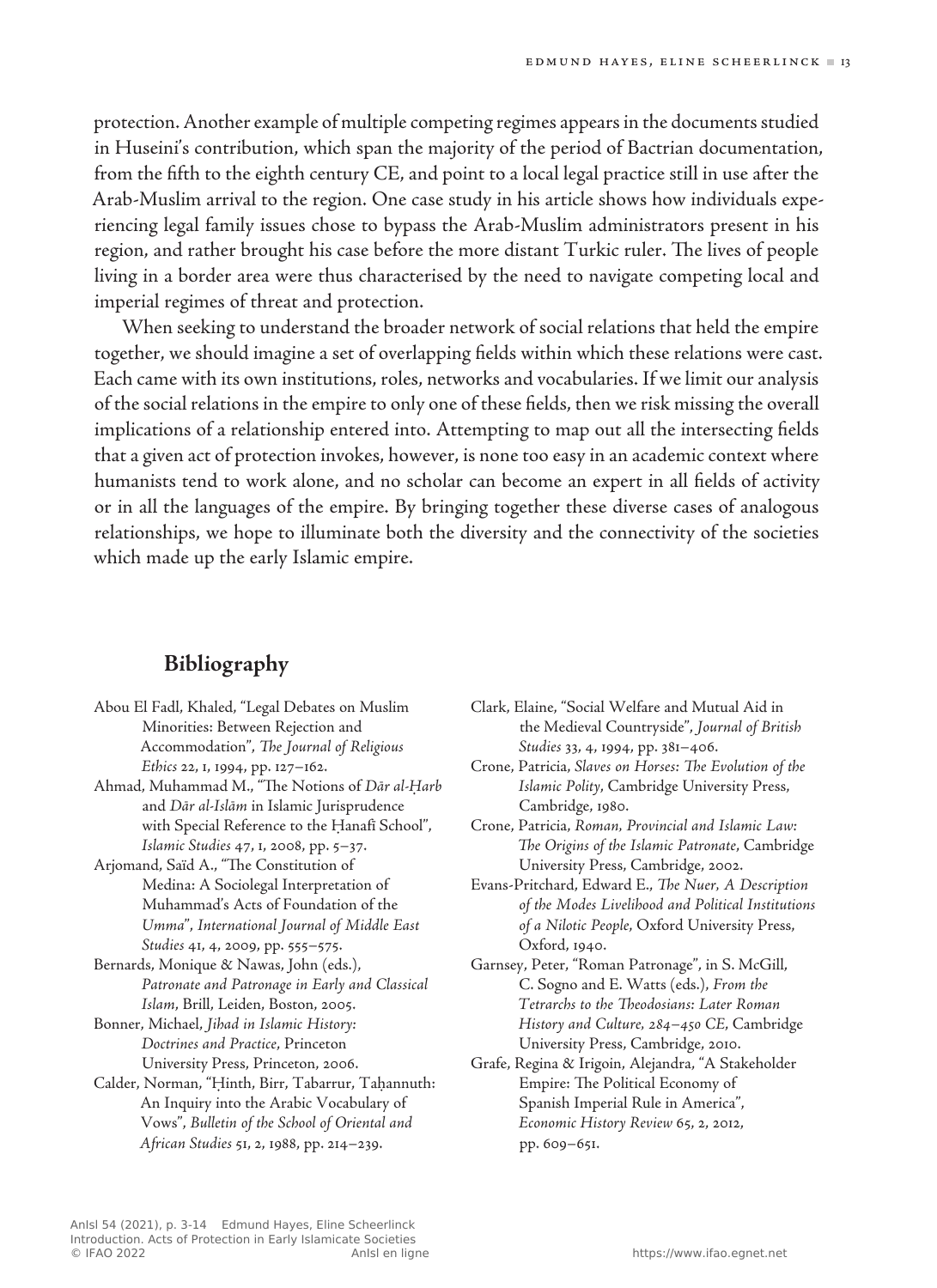protection. Another example of multiple competing regimes appears in the documents studied in Huseini's contribution, which span the majority of the period of Bactrian documentation, from the fifth to the eighth century CE, and point to a local legal practice still in use after the Arab-Muslim arrival to the region. One case study in his article shows how individuals experiencing legal family issues chose to bypass the Arab-Muslim administrators present in his region, and rather brought his case before the more distant Turkic ruler. The lives of people living in a border area were thus characterised by the need to navigate competing local and imperial regimes of threat and protection.

When seeking to understand the broader network of social relations that held the empire together, we should imagine a set of overlapping fields within which these relations were cast. Each came with its own institutions, roles, networks and vocabularies. If we limit our analysis of the social relations in the empire to only one of these fields, then we risk missing the overall implications of a relationship entered into. Attempting to map out all the intersecting fields that a given act of protection invokes, however, is none too easy in an academic context where humanists tend to work alone, and no scholar can become an expert in all fields of activity or in all the languages of the empire. By bringing together these diverse cases of analogous relationships, we hope to illuminate both the diversity and the connectivity of the societies which made up the early Islamic empire.

## Bibliography

Abou El Fadl, Khaled, "Legal Debates on Muslim Minorities: Between Rejection and Accommodation", *The Journal of Religious Ethics* 22, 1, 1994, pp. 127–162.

Ahmad, Muhammad M., "The Notions of *Dār al-Ḥarb* and *Dār al-Islām* in Islamic Jurisprudence with Special Reference to the Ḥanafī School", *Islamic Studies* 47, 1, 2008, pp. 5–37.

Arjomand, Saïd A., "The Constitution of Medina: A Sociolegal Interpretation of Muhammad's Acts of Foundation of the *Umma*", *International Journal of Middle East Studies* 41, 4, 2009, pp. 555–575.

Bernards, Monique & Nawas, John (eds.), *Patronate and Patronage in Early and Classical Islam*, Brill, Leiden, Boston, 2005.

Bonner, Michael, *Jihad in Islamic History: Doctrines and Practice*, Princeton University Press, Princeton, 2006.

Calder, Norman, "Ḥinth, Birr, Tabarrur, Taḥannuth: An Inquiry into the Arabic Vocabulary of Vows", *Bulletin of the School of Oriental and African Studies* 51, 2, 1988, pp. 214–239.

Clark, Elaine, "Social Welfare and Mutual Aid in the Medieval Countryside", *Journal of British Studies* 33, 4, 1994, pp. 381–406.

Crone, Patricia, *Slaves on Horses: The Evolution of the Islamic Polity*, Cambridge University Press, Cambridge, 1980.

Crone, Patricia, *Roman, Provincial and Islamic Law: The Origins of the Islamic Patronate*, Cambridge University Press, Cambridge, 2002.

Evans-Pritchard, Edward E., *The Nuer, A Description of the Modes Livelihood and Political Institutions of a Nilotic People*, Oxford University Press, Oxford, 1940.

Garnsey, Peter, "Roman Patronage", in S. McGill, C. Sogno and E. Watts (eds.), *From the Tetrarchs to the Theodosians: Later Roman History and Culture, 284–450 CE*, Cambridge University Press, Cambridge, 2010.

Grafe, Regina & Irigoin, Alejandra, "A Stakeholder Empire: The Political Economy of Spanish Imperial Rule in America", *Economic History Review* 65, 2, 2012, pp. 609–651.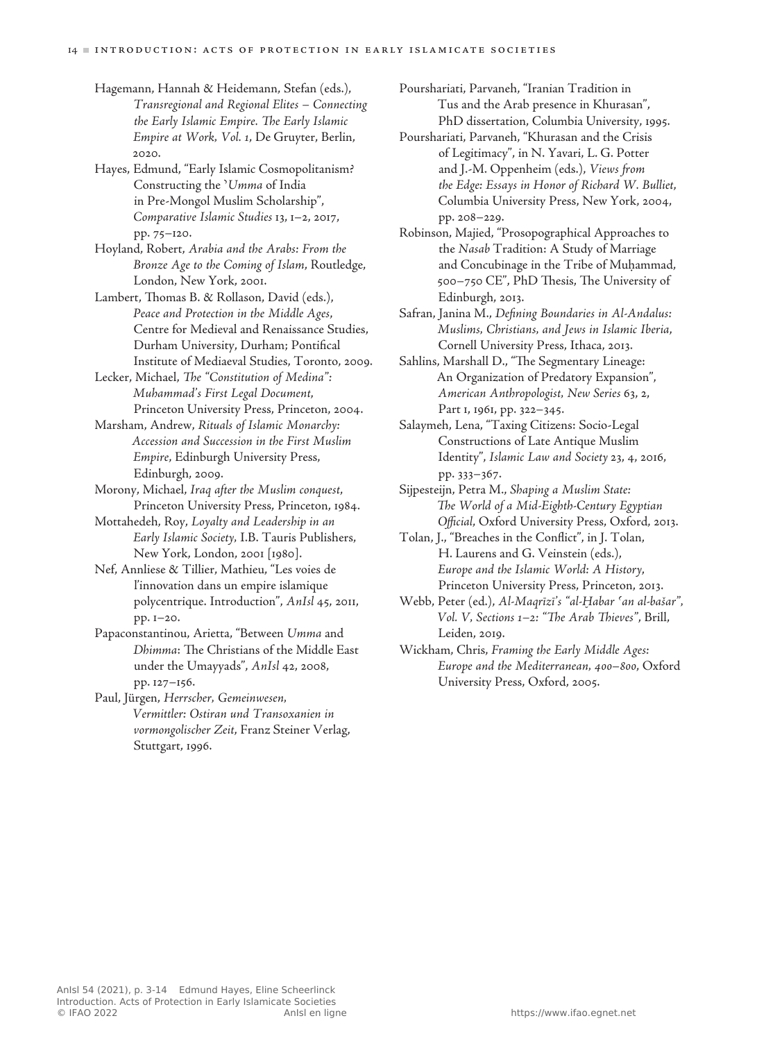Hagemann, Hannah & Heidemann, Stefan (eds.), *Transregional and Regional Elites – Connecting the Early Islamic Empire. The Early Islamic Empire at Work, Vol. 1*, De Gruyter, Berlin, 2020.

Hayes, Edmund, "Early Islamic Cosmopolitanism? Constructing the ʾ*Umma* of India in Pre-Mongol Muslim Scholarship", *Comparative Islamic Studies* 13, 1–2, 2017, pp. 75–120.

Hoyland, Robert, *Arabia and the Arabs: From the Bronze Age to the Coming of Islam*, Routledge, London, New York, 2001.

Lambert, Thomas B. & Rollason, David (eds.), *Peace and Protection in the Middle Ages*, Centre for Medieval and Renaissance Studies, Durham University, Durham; Pontifical Institute of Mediaeval Studies, Toronto, 2009.

Lecker, Michael, *The "Constitution of Medina": Muhammad's First Legal Document*, Princeton University Press, Princeton, 2004.

Marsham, Andrew, *Rituals of Islamic Monarchy: Accession and Succession in the First Muslim Empire*, Edinburgh University Press, Edinburgh, 2009.

Morony, Michael, *Iraq after the Muslim conquest*, Princeton University Press, Princeton, 1984.

Mottahedeh, Roy, *Loyalty and Leadership in an Early Islamic Society*, I.B. Tauris Publishers, New York, London, 2001 [1980].

Nef, Annliese & Tillier, Mathieu, "Les voies de l'innovation dans un empire islamique polycentrique. Introduction", *AnIsl* 45, 2011, pp. 1–20.

Papaconstantinou, Arietta, "Between *Umma* and *Dhimma*: The Christians of the Middle East under the Umayyads", *AnIsl* 42, 2008, pp. 127–156.

Paul, Jürgen, *Herrscher, Gemeinwesen, Vermittler: Ostiran und Transoxanien in vormongolischer Zeit*, Franz Steiner Verlag, Stuttgart, 1996.

Pourshariati, Parvaneh, "Iranian Tradition in Tus and the Arab presence in Khurasan", PhD dissertation, Columbia University, 1995.

Pourshariati, Parvaneh, "Khurasan and the Crisis of Legitimacy", in N. Yavari, L. G. Potter and J.-M. Oppenheim (eds.), *Views from the Edge: Essays in Honor of Richard W. Bulliet*, Columbia University Press, New York, 2004, pp. 208–229.

Robinson, Majied, "Prosopographical Approaches to the *Nasab* Tradition: A Study of Marriage and Concubinage in the Tribe of Muḥammad, 500–750 CE", PhD Thesis, The University of Edinburgh, 2013.

Safran, Janina M., *Defining Boundaries in Al-Andalus: Muslims, Christians, and Jews in Islamic Iberia*, Cornell University Press, Ithaca, 2013.

Sahlins, Marshall D., "The Segmentary Lineage: An Organization of Predatory Expansion", *American Anthropologist, New Series* 63, 2, Part 1, 1961, pp. 322–345.

Salaymeh, Lena, "Taxing Citizens: Socio-Legal Constructions of Late Antique Muslim Identity", *Islamic Law and Society* 23, 4, 2016, pp. 333–367.

Sijpesteijn, Petra M., *Shaping a Muslim State: The World of a Mid-Eighth-Century Egyptian Official*, Oxford University Press, Oxford, 2013.

Tolan, J., "Breaches in the Conflict", in J. Tolan, H. Laurens and G. Veinstein (eds.), *Europe and the Islamic World: A History*, Princeton University Press, Princeton, 2013.

Webb, Peter (ed.), *Al-Maqrīzī's "al-Ḫabar ʿan al-bašar", Vol. V, Sections 1–2: "The Arab Thieves"*, Brill, Leiden, 2019.

Wickham, Chris, *Framing the Early Middle Ages: Europe and the Mediterranean, 400–800*, Oxford University Press, Oxford, 2005.